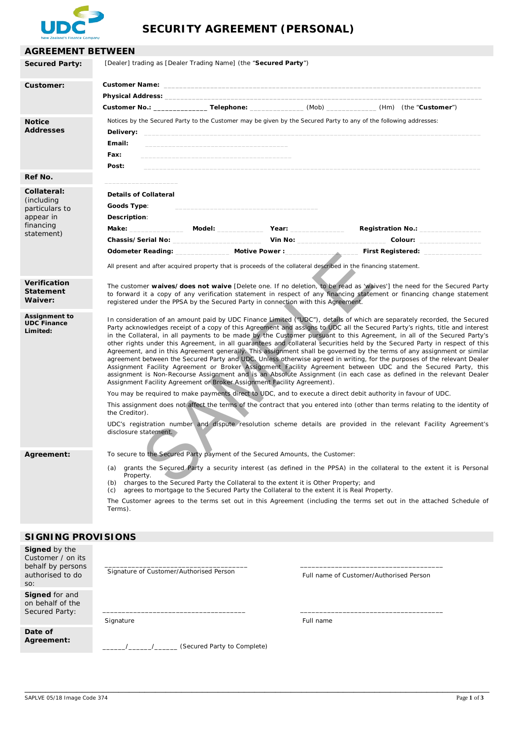# SECURITY AGREEMENT (PERSONAL)

## AGREEMENT BETWEEN

**Secured Party:** [Dealer] trading as [Dealer Trading Name] (the "**Secured Party**")

**Customer:**

**Customer Name:** ____________________

**Physical Address:** ____________________

**Customer No.:** ______________ **Telephone:** ______________ (Mob) ______________ (Hm) (the "**Customer**")

**Notice Addresses**

Notices by the Secured Party to the Customer may be given by the Secured Party to any of the following addresses:

**Delivery:** ____________________

**Email:** ____________________

**Fax:** ____________________

**Post:** ____________________

**Ref No.** ____________________

**Collateral:** (including particulars to appear in financing statement)

**Details of Collateral**

**Goods Type**: ____________________

**Description**:

**Make:** ______________ **Model:** ______________ **Year:** ______________ **Registration No.:** ______________

**Chassis/Serial No:** ______________ **Vin No:** ______________ **Colour:** ______________

**Odometer Reading:** ______________ **Motive Power :** ______________ **First Registered:** ______________

All present and after acquired property that is proceeds of the collateral described in the financing statement.

**Verification Statement Waiver:**

The customer **waives/does not waive** [Delete one. If no deletion, to be read as 'waives'] the need for the Secured Party to forward it a copy of any verification statement in respect of any financing statement or financing change statement registered under the PPSA by the Secured Party in connection with this Agreement.

**Assignment to UDC Finance Limited:**

In consideration of an amount paid by UDC Finance Limited ("UDC"), details of which are separately recorded, the Secured Party acknowledges receipt of a copy of this Agreement and assigns to UDC all the Secured Party's rights, title and interest in the Collateral, in all payments to be made by the Customer pursuant to this Agreement, in all of the Secured Party's other rights under this Agreement, in all guarantees and collateral securities held by the Secured Party in respect of this Agreement, and in this Agreement generally. This assignment shall be governed by the terms of any assignment or similar agreement between the Secured Party and UDC. Unless otherwise agreed in writing, for the purposes of the relevant Dealer Assignment Facility Agreement or Broker Assignment Facility Agreement between UDC and the Secured Party, this assignment is Non-Recourse Assignment and is an Absolute Assignment (in each case as defined in the relevant Dealer Assignment Facility Agreement or Broker Assignment Facility Agreement).

You may be required to make payments direct to UDC, and to execute a direct debit authority in favour of UDC.

This assignment does not affect the terms of the contract that you entered into (other than terms relating to the identity of the Creditor).

UDC's registration number and dispute resolution scheme details are provided in the relevant Facility Agreement's disclosure statement.

**Agreement:**

To secure to the Secured Party payment of the Secured Amounts, the Customer:

(a) grants the Secured Party a security interest (as defined in the PPSA) in the collateral to the extent it is Personal Property.
(b) charges to the Secured Party the Collateral to the extent it is Other Property; and
(c) agrees to mortgage to the Secured Party the Collateral to the extent it is Real Property.

The Customer agrees to the terms set out in this Agreement (including the terms set out in the attached Schedule of Terms).

## SIGNING PROVISIONS

**Signed** by the Customer / on its behalf by persons authorised to do so:

____________________ Signature of Customer/Authorised Person

____________________ Full name of Customer/Authorised Person

**Signed** for and on behalf of the Secured Party:

____________________ Signature

____________________ Full name

**Date of Agreement:** ______/______/______ (Secured Party to Complete)

SAPLVE 05/18 Image Code 374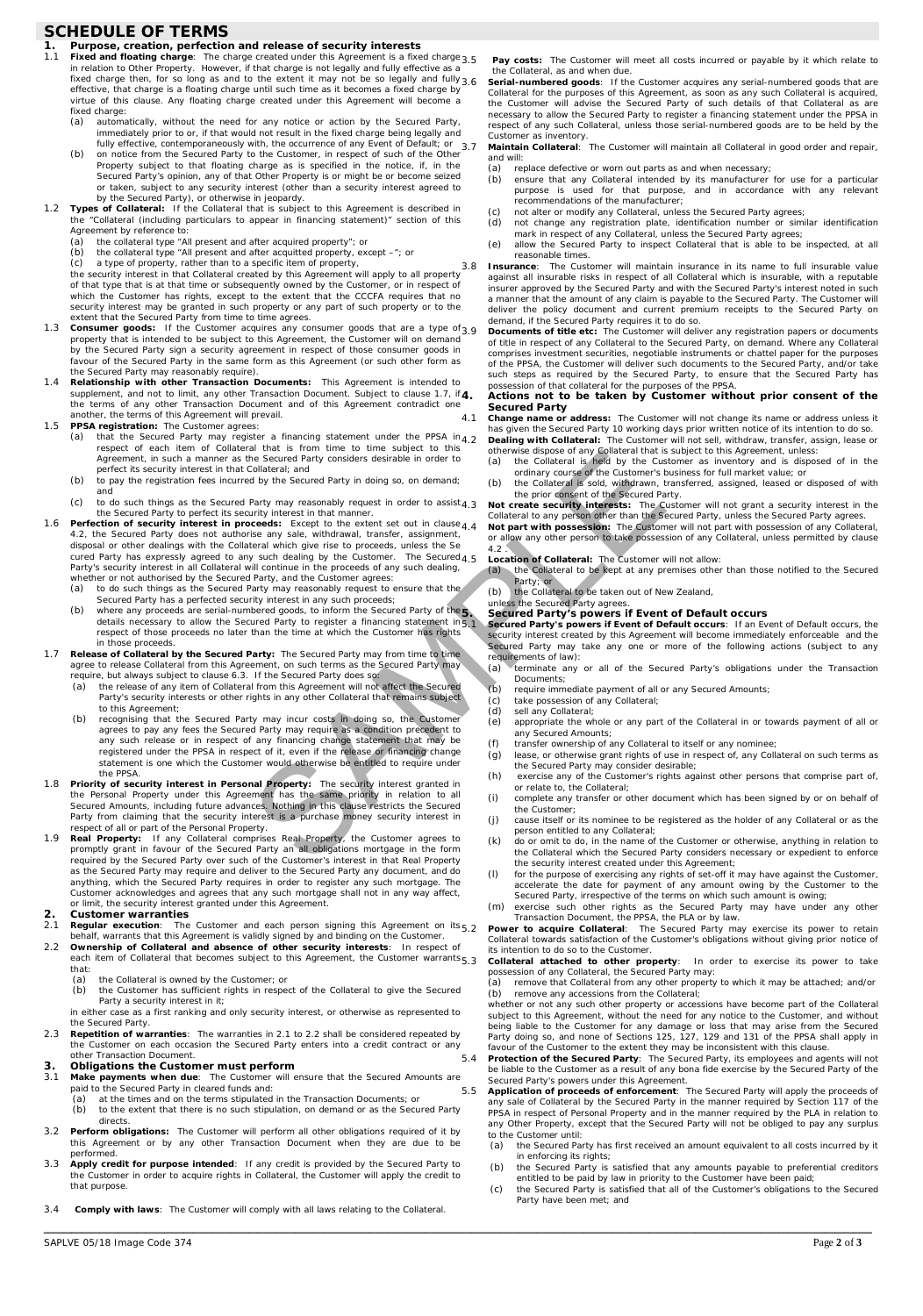# SCHEDULE OF TERMS

## 1. Purpose, creation, perfection and release of security interests

1.1 **Fixed and floating charge**: The charge created under this Agreement is a fixed charge in relation to Other Property. However, if that charge is not legally and fully effective as a fixed charge then, for so long as and to the extent it may not be so legally and fully effective, that charge is a floating charge until such time as it becomes a fixed charge by virtue of this clause. Any floating charge created under this Agreement will become a fixed charge:

(a) automatically, without the need for any notice or action by the Secured Party, immediately prior to or, if that would not result in the fixed charge being legally and fully effective, contemporaneously with, the occurrence of any Event of Default; or

(b) on notice from the Secured Party to the Customer, in respect of such of the Other Property subject to that floating charge as is specified in the notice, if, in the Secured Party's opinion, any of that Other Property is or might be or become seized or taken, subject to any security interest (other than a security interest agreed to by the Secured Party), or otherwise in jeopardy.

1.2 **Types of Collateral:** If the Collateral that is subject to this Agreement is described in the "Collateral (including particulars to appear in financing statement)" section of this Agreement by reference to:

(a) the collateral type "All present and after acquired property"; or

(b) the collateral type "All present and after acquitted property, except –"; or

(c) a type of property, rather than to a specific item of property,

the security interest in that Collateral created by this Agreement will apply to all property of that type that is at that time or subsequently owned by the Customer, or in respect of which the Customer has rights, except to the extent that the CCCFA requires that no security interest may be granted in such property or any part of such property or to the extent that the Secured Party from time to time agrees.

1.3 **Consumer goods:** If the Customer acquires any consumer goods that are a type of property that is intended to be subject to this Agreement, the Customer will on demand by the Secured Party sign a security agreement in respect of those consumer goods in favour of the Secured Party in the same form as this Agreement (or such other form as the Secured Party may reasonably require).

1.4 **Relationship with other Transaction Documents:** This Agreement is intended to supplement, and not to limit, any other Transaction Document. Subject to clause 1.7, if the terms of any other Transaction Document and of this Agreement contradict one another, the terms of this Agreement will prevail.

1.5 **PPSA registration:** The Customer agrees:

(a) that the Secured Party may register a financing statement under the PPSA in respect of each item of Collateral that is from time to time subject to this Agreement, in such a manner as the Secured Party considers desirable in order to perfect its security interest in that Collateral; and

(b) to pay the registration fees incurred by the Secured Party in doing so, on demand; and

(c) to do such things as the Secured Party may reasonably request in order to assist the Secured Party to perfect its security interest in that manner.

1.6 **Perfection of security interest in proceeds:** Except to the extent set out in clause 4.2, the Secured Party does not authorise any sale, withdrawal, transfer, assignment, disposal or other dealings with the Collateral which give rise to proceeds, unless the Secured Party has expressly agreed to any such dealing by the Customer. The Secured Party's security interest in all Collateral will continue in the proceeds of any such dealing, whether or not authorised by the Secured Party, and the Customer agrees:

(a) to do such things as the Secured Party may reasonably request to ensure that the Secured Party has a perfected security interest in any such proceeds;

(b) where any proceeds are serial-numbered goods, to inform the Secured Party of the details necessary to allow the Secured Party to register a financing statement in respect of those proceeds no later than the time at which the Customer has rights in those proceeds.

1.7 **Release of Collateral by the Secured Party:** The Secured Party may from time to time agree to release Collateral from this Agreement, on such terms as the Secured Party may require, but always subject to clause 6.3. If the Secured Party does so:

(a) the release of any item of Collateral from this Agreement will not affect the Secured Party's security interests or other rights in any other Collateral that remains subject to this Agreement;

(b) recognising that the Secured Party may incur costs in doing so, the Customer agrees to pay any fees the Secured Party may require as a condition precedent to any such release or in respect of any financing change statement that may be registered under the PPSA in respect of it, even if the release or financing change statement is one which the Customer would otherwise be entitled to require under the PPSA.

1.8 **Priority of security interest in Personal Property:** The security interest granted in the Personal Property under this Agreement has the same priority in relation to all Secured Amounts, including future advances. Nothing in this clause restricts the Secured Party from claiming that the security interest is a purchase money security interest in respect of all or part of the Personal Property.

1.9 **Real Property:** If any Collateral comprises Real Property, the Customer agrees to promptly grant in favour of the Secured Party an all obligations mortgage in the form required by the Secured Party over such of the Customer's interest in that Real Property as the Secured Party may require and deliver to the Secured Party any document, and do anything, which the Secured Party requires in order to register any such mortgage. The Customer acknowledges and agrees that any such mortgage shall not in any way affect, or limit, the security interest granted under this Agreement.

## 2. Customer warranties

2.1 **Regular execution**: The Customer and each person signing this Agreement on its behalf, warrants that this Agreement is validly signed by and binding on the Customer.

2.2 **Ownership of Collateral and absence of other security interests**: In respect of each item of Collateral that becomes subject to this Agreement, the Customer warrants that:

(a) the Collateral is owned by the Customer; or

(b) the Customer has sufficient rights in respect of the Collateral to give the Secured Party a security interest in it;

in either case as a first ranking and only security interest, or otherwise as represented to the Secured Party.

2.3 **Repetition of warranties**: The warranties in 2.1 to 2.2 shall be considered repeated by the Customer on each occasion the Secured Party enters into a credit contract or any other Transaction Document.

## 3. Obligations the Customer must perform

3.1 **Make payments when due**: The Customer will ensure that the Secured Amounts are paid to the Secured Party in cleared funds and:

(a) at the times and on the terms stipulated in the Transaction Documents; or

(b) to the extent that there is no such stipulation, on demand or as the Secured Party directs.

3.2 **Perform obligations:** The Customer will perform all other obligations required of it by this Agreement or by any other Transaction Document when they are due to be performed.

3.3 **Apply credit for purpose intended**: If any credit is provided by the Secured Party to the Customer in order to acquire rights in Collateral, the Customer will apply the credit to that purpose.

3.4 **Comply with laws**: The Customer will comply with all laws relating to the Collateral.

3.5 **Pay costs:** The Customer will meet all costs incurred or payable by it which relate to the Collateral, as and when due.

3.6 **Serial-numbered goods**: If the Customer acquires any serial-numbered goods that are Collateral for the purposes of this Agreement, as soon as any such Collateral is acquired, the Customer will advise the Secured Party of such details of that Collateral as are necessary to allow the Secured Party to register a financing statement under the PPSA in respect of any such Collateral, unless those serial-numbered goods are to be held by the Customer as inventory.

3.7 **Maintain Collateral**: The Customer will maintain all Collateral in good order and repair, and will:

(a) replace defective or worn out parts as and when necessary;

(b) ensure that any Collateral intended by its manufacturer for use for a particular purpose is used for that purpose, and in accordance with any relevant recommendations of the manufacturer;

(c) not alter or modify any Collateral, unless the Secured Party agrees;

(d) not change any registration plate, identification number or similar identification mark in respect of any Collateral, unless the Secured Party agrees;

(e) allow the Secured Party to inspect Collateral that is able to be inspected, at all reasonable times.

3.8 **Insurance**: The Customer will maintain insurance in its name to full insurable value against all insurable risks in respect of all Collateral which is insurable, with a reputable insurer approved by the Secured Party and with the Secured Party's interest noted in such a manner that the amount of any claim is payable to the Secured Party. The Customer will deliver the policy document and current premium receipts to the Secured Party on demand, if the Secured Party requires it to do so.

3.9 **Documents of title etc:** The Customer will deliver any registration papers or documents of title in respect of any Collateral to the Secured Party, on demand. Where any Collateral comprises investment securities, negotiable instruments or chattel paper for the purposes of the PPSA, the Customer will deliver such documents to the Secured Party, and/or take such steps as required by the Secured Party, to ensure that the Secured Party has possession of that collateral for the purposes of the PPSA.

## 4. Actions not to be taken by Customer without prior consent of the Secured Party

4.1 **Change name or address:** The Customer will not change its name or address unless it has given the Secured Party 10 working days prior written notice of its intention to do so.

4.2 **Dealing with Collateral:** The Customer will not sell, withdraw, transfer, assign, lease or otherwise dispose of any Collateral that is subject to this Agreement, unless:

(a) the Collateral is held by the Customer as inventory and is disposed of in the ordinary course of the Customer's business for full market value; or

(b) the Collateral is sold, withdrawn, transferred, assigned, leased or disposed of with the prior consent of the Secured Party.

4.3 **Not create security interests:** The Customer will not grant a security interest in the Collateral to any person other than the Secured Party, unless the Secured Party agrees.

4.4 **Not part with possession:** The Customer will not part with possession of any Collateral, or allow any other person to take possession of any Collateral, unless permitted by clause 4.2 .

4.5 **Location of Collateral:** The Customer will not allow:

(a) the Collateral to be kept at any premises other than those notified to the Secured Party; or

(b) the Collateral to be taken out of New Zealand,

unless the Secured Party agrees.

## 5. Secured Party's powers if Event of Default occurs

5.1 **Secured Party's powers if Event of Default occurs**: If an Event of Default occurs, the security interest created by this Agreement will become immediately enforceable and the Secured Party may take any one or more of the following actions (subject to any requirements of law):

(a) terminate any or all of the Secured Party's obligations under the Transaction Documents;

(b) require immediate payment of all or any Secured Amounts;

(c) take possession of any Collateral;

(d) sell any Collateral;

(e) appropriate the whole or any part of the Collateral in or towards payment of all or any Secured Amounts;

(f) transfer ownership of any Collateral to itself or any nominee;

(g) lease, or otherwise grant rights of use in respect of, any Collateral on such terms as the Secured Party may consider desirable;

(h) exercise any of the Customer's rights against other persons that comprise part of, or relate to, the Collateral;

(i) complete any transfer or other document which has been signed by or on behalf of the Customer;

(j) cause itself or its nominee to be registered as the holder of any Collateral or as the person entitled to any Collateral;

(k) do or omit to do, in the name of the Customer or otherwise, anything in relation to the Collateral which the Secured Party considers necessary or expedient to enforce the security interest created under this Agreement;

(l) for the purpose of exercising any rights of set-off it may have against the Customer, accelerate the date for payment of any amount owing by the Customer to the Secured Party, irrespective of the terms on which such amount is owing;

(m) exercise such other rights as the Secured Party may have under any other Transaction Document, the PPSA, the PLA or by law.

5.2 **Power to acquire Collateral**: The Secured Party may exercise its power to retain Collateral towards satisfaction of the Customer's obligations without giving prior notice of its intention to do so to the Customer.

5.3 **Collateral attached to other property**: In order to exercise its power to take possession of any Collateral, the Secured Party may:

(a) remove that Collateral from any other property to which it may be attached; and/or

(b) remove any accessions from the Collateral;

whether or not any such other property or accessions have become part of the Collateral subject to this Agreement, without the need for any notice to the Customer, and without being liable to the Customer for any damage or loss that may arise from the Secured Party doing so, and none of Sections 125, 127, 129 and 131 of the PPSA shall apply in favour of the Customer to the extent they may be inconsistent with this clause.

5.4 **Protection of the Secured Party**: The Secured Party, its employees and agents will not be liable to the Customer as a result of any bona fide exercise by the Secured Party of the Secured Party's powers under this Agreement.

5.5 **Application of proceeds of enforcement**: The Secured Party will apply the proceeds of any sale of Collateral by the Secured Party in the manner required by Section 117 of the PPSA in respect of Personal Property and in the manner required by the PLA in relation to any Other Property, except that the Secured Party will not be obliged to pay any surplus to the Customer until:

(a) the Secured Party has first received an amount equivalent to all costs incurred by it in enforcing its rights;

(b) the Secured Party is satisfied that any amounts payable to preferential creditors entitled to be paid by law in priority to the Customer have been paid;

(c) the Secured Party is satisfied that all of the Customer's obligations to the Secured Party have been met; and

SAPLVE 05/18 Image Code 374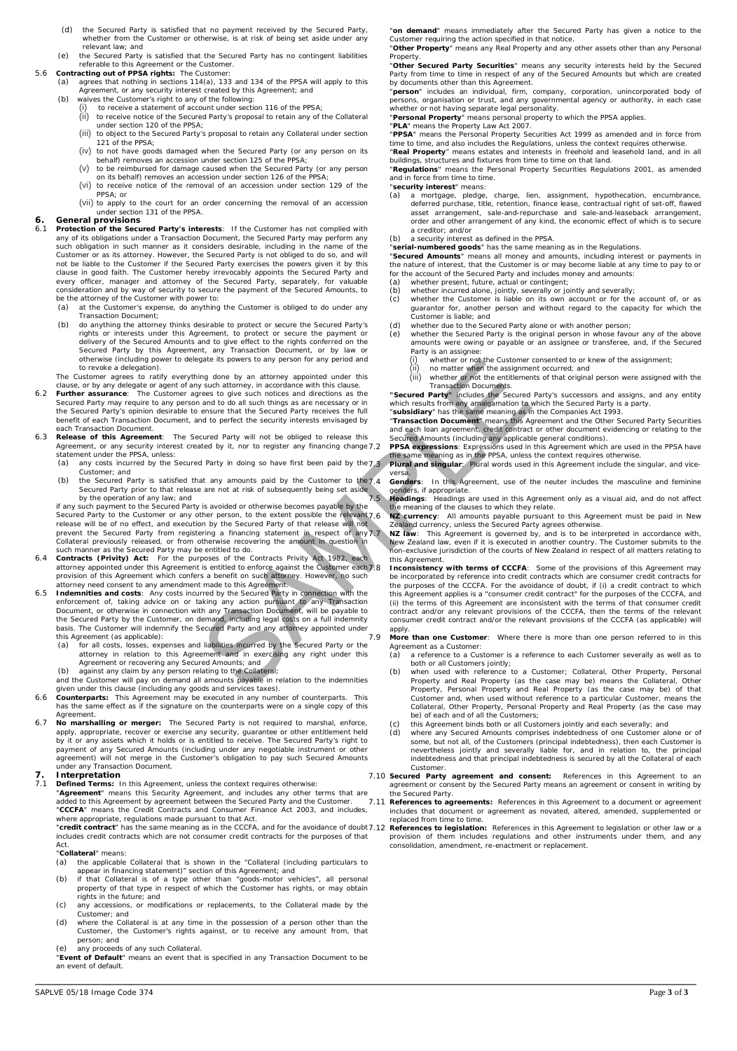(d) the Secured Party is satisfied that no payment received by the Secured Party, whether from the Customer or otherwise, is at risk of being set aside under any relevant law; and

(e) the Secured Party is satisfied that the Secured Party has no contingent liabilities referable to this Agreement or the Customer.

5.6 **Contracting out of PPSA rights:** The Customer:

(a) agrees that nothing in sections 114(a), 133 and 134 of the PPSA will apply to this Agreement, or any security interest created by this Agreement; and

(b) waives the Customer's right to any of the following:

(i) to receive a statement of account under section 116 of the PPSA;

(ii) to receive notice of the Secured Party's proposal to retain any of the Collateral under section 120 of the PPSA;

(iii) to object to the Secured Party's proposal to retain any Collateral under section 121 of the PPSA;

(iv) to not have goods damaged when the Secured Party (or any person on its behalf) removes an accession under section 125 of the PPSA;

(v) to be reimbursed for damage caused when the Secured Party (or any person on its behalf) removes an accession under section 126 of the PPSA;

(vi) to receive notice of the removal of an accession under section 129 of the PPSA; or

(vii) to apply to the court for an order concerning the removal of an accession under section 131 of the PPSA.

# 6. General provisions

6.1 **Protection of the Secured Party's interests**: If the Customer has not complied with any of its obligations under a Transaction Document, the Secured Party may perform any such obligation in such manner as it considers desirable, including in the name of the Customer or as its attorney. However, the Secured Party is not obliged to do so, and will not be liable to the Customer if the Secured Party exercises the powers given it by this clause in good faith. The Customer hereby irrevocably appoints the Secured Party and every officer, manager and attorney of the Secured Party, separately, for valuable consideration and by way of security to secure the payment of the Secured Amounts, to be the attorney of the Customer with power to:

(a) at the Customer's expense, do anything the Customer is obliged to do under any Transaction Document;

(b) do anything the attorney thinks desirable to protect or secure the Secured Party's rights or interests under this Agreement, to protect or secure the payment or delivery of the Secured Amounts and to give effect to the rights conferred on the Secured Party by this Agreement, any Transaction Document, or by law or otherwise (including power to delegate its powers to any person for any period and to revoke a delegation).

The Customer agrees to ratify everything done by an attorney appointed under this clause, or by any delegate or agent of any such attorney, in accordance with this clause.

6.2 **Further assurance**: The Customer agrees to give such notices and directions as the Secured Party may require to any person and to do all such things as are necessary or in the Secured Party's opinion desirable to ensure that the Secured Party receives the full benefit of each Transaction Document, and to perfect the security interests envisaged by each Transaction Document.

6.3 **Release of this Agreement**: The Secured Party will not be obliged to release this Agreement, or any security interest created by it, nor to register any financing change statement under the PPSA, unless:

(a) any costs incurred by the Secured Party in doing so have first been paid by the Customer; and

(b) the Secured Party is satisfied that any amounts paid by the Customer to the Secured Party prior to that release are not at risk of subsequently being set aside by the operation of any law; and

if any such payment to the Secured Party is avoided or otherwise becomes payable by the Secured Party to the Customer or any other person, to the extent possible the relevant release will be of no effect, and execution by the Secured Party of that release will not prevent the Secured Party from registering a financing statement in respect of any Collateral previously released, or from otherwise recovering the amount in question in such manner as the Secured Party may be entitled to do.

6.4 **Contracts (Privity) Act**: For the purposes of the Contracts Privity Act 1982, each attorney appointed under this Agreement is entitled to enforce against the Customer each provision of this Agreement which confers a benefit on such attorney. However, no such attorney need consent to any amendment made to this Agreement.

6.5 **Indemnities and costs**: Any costs incurred by the Secured Party in connection with the enforcement of, taking advice on or taking any action pursuant to any Transaction Document, or otherwise in connection with any Transaction Document, will be payable to the Secured Party by the Customer, on demand, including legal costs on a full indemnity basis. The Customer will indemnify the Secured Party and any attorney appointed under this Agreement (as applicable):

(a) for all costs, losses, expenses and liabilities incurred by the Secured Party or the attorney in relation to this Agreement and in exercising any right under this Agreement or recovering any Secured Amounts; and

(b) against any claim by any person relating to the Collateral;

and the Customer will pay on demand all amounts payable in relation to the indemnities given under this clause (including any goods and services taxes).

6.6 **Counterparts:** This Agreement may be executed in any number of counterparts. This has the same effect as if the signature on the counterparts were on a single copy of this Agreement.

6.7 **No marshalling or merger:** The Secured Party is not required to marshal, enforce, apply, appropriate, recover or exercise any security, guarantee or other entitlement held by it or any assets which it holds or is entitled to receive. The Secured Party's right to payment of any Secured Amounts (including under any negotiable instrument or other agreement) will not merge in the Customer's obligation to pay such Secured Amounts under any Transaction Document.

# 7. Interpretation

7.1 **Defined Terms:** In this Agreement, unless the context requires otherwise:

"**Agreement**" means this Security Agreement, and includes any other terms that are added to this Agreement by agreement between the Secured Party and the Customer.

"**CCCFA**" means the Credit Contracts and Consumer Finance Act 2003, and includes, where appropriate, regulations made pursuant to that Act.

"**credit contract**" has the same meaning as in the CCCFA, and for the avoidance of doubt includes credit contracts which are not consumer credit contracts for the purposes of that Act.

"**Collateral**" means:

(a) the applicable Collateral that is shown in the "Collateral (including particulars to appear in financing statement)" section of this Agreement; and

(b) if that Collateral is of a type other than "goods-motor vehicles", all personal property of that type in respect of which the Customer has rights, or may obtain rights in the future; and

(c) any accessions, or modifications or replacements, to the Collateral made by the Customer; and

(d) where the Collateral is at any time in the possession of a person other than the Customer, the Customer's rights against, or to receive any amount from, that person; and

(e) any proceeds of any such Collateral.

"**Event of Default**" means an event that is specified in any Transaction Document to be an event of default.

"**on demand**" means immediately after the Secured Party has given a notice to the Customer requiring the action specified in that notice.

"**Other Property**" means any Real Property and any other assets other than any Personal Property.

"**Other Secured Party Securities**" means any security interests held by the Secured Party from time to time in respect of any of the Secured Amounts but which are created by documents other than this Agreement.

"**person**" includes an individual, firm, company, corporation, unincorporated body of persons, organisation or trust, and any governmental agency or authority, in each case whether or not having separate legal personality.

"**Personal Property**" means personal property to which the PPSA applies.

"**PLA**" means the Property Law Act 2007.

"**PPSA**" means the Personal Property Securities Act 1999 as amended and in force from time to time, and also includes the Regulations, unless the context requires otherwise.

"**Real Property**" means estates and interests in freehold and leasehold land, and in all buildings, structures and fixtures from time to time on that land.

"**Regulations**" means the Personal Property Securities Regulations 2001, as amended and in force from time to time.

"**security interest**" means:

(a) a mortgage, pledge, charge, lien, assignment, hypothecation, encumbrance, deferred purchase, title, retention, finance lease, contractual right of set-off, flawed asset arrangement, sale-and-repurchase and sale-and-leaseback arrangement, order and other arrangement of any kind, the economic effect of which is to secure a creditor; and/or

(b) a security interest as defined in the PPSA.

"**serial-numbered goods**" has the same meaning as in the Regulations.

"**Secured Amounts**" means all money and amounts, including interest or payments in the nature of interest, that the Customer is or may become liable at any time to pay to or for the account of the Secured Party and includes money and amounts:

(a) whether present, future, actual or contingent;

(b) whether incurred alone, jointly, severally or jointly and severally;

(c) whether the Customer is liable on its own account or for the account of, or as guarantor for, another person and without regard to the capacity for which the Customer is liable; and

(d) whether due to the Secured Party alone or with another person;

(e) whether the Secured Party is the original person in whose favour any of the above amounts were owing or payable or an assignee or transferee, and, if the Secured Party is an assignee:

(i) whether or not the Customer consented to or knew of the assignment;

(ii) no matter when the assignment occurred; and

(iii) whether or not the entitlements of that original person were assigned with the Transaction Documents.

"**Secured Party**" includes the Secured Party's successors and assigns, and any entity which results from any amalgamation to which the Secured Party is a party.

"**subsidiary**" has the same meaning as in the Companies Act 1993.

"**Transaction Document**" means this Agreement and the Other Secured Party Securities and each loan agreement, credit contract or other document evidencing or relating to the Secured Amounts (including any applicable general conditions).

7.2 **PPSA expressions**: Expressions used in this Agreement which are used in the PPSA have the same meaning as in the PPSA, unless the context requires otherwise.

7.3 **Plural and singular**: Plural words used in this Agreement include the singular, and vice-versa.

7.4 **Genders**: In this Agreement, use of the neuter includes the masculine and feminine genders, if appropriate.

7.5 **Headings**: Headings are used in this Agreement only as a visual aid, and do not affect the meaning of the clauses to which they relate.

7.6 **NZ currency**: All amounts payable pursuant to this Agreement must be paid in New Zealand currency, unless the Secured Party agrees otherwise.

7.7 **NZ law**: This Agreement is governed by, and is to be interpreted in accordance with, New Zealand law, even if it is executed in another country. The Customer submits to the non-exclusive jurisdiction of the courts of New Zealand in respect of all matters relating to this Agreement.

7.8 **Inconsistency with terms of CCCFA**: Some of the provisions of this Agreement may be incorporated by reference into credit contracts which are consumer credit contracts for the purposes of the CCCFA. For the avoidance of doubt, if (i) a credit contract to which this Agreement applies is a "consumer credit contract" for the purposes of the CCCFA, and (ii) the terms of this Agreement are inconsistent with the terms of that consumer credit contract and/or any relevant provisions of the CCCFA, then the terms of the relevant consumer credit contract and/or the relevant provisions of the CCCFA (as applicable) will apply.

7.9 **More than one Customer**: Where there is more than one person referred to in this Agreement as a Customer:

(a) a reference to a Customer is a reference to each Customer severally as well as to both or all Customers jointly;

(b) when used with reference to a Customer; Collateral, Other Property, Personal Property and Real Property (as the case may be) means the Collateral, Other Property, Personal Property and Real Property (as the case may be) of that Customer and, when used without reference to a particular Customer, means the Collateral, Other Property, Personal Property and Real Property (as the case may be) of each and of all the Customers;

(c) this Agreement binds both or all Customers jointly and each severally; and

(d) where any Secured Amounts comprises indebtedness of one Customer alone or of some, but not all, of the Customers (principal indebtedness), then each Customer is nevertheless jointly and severally liable for, and in relation to, the principal indebtedness and that principal indebtedness is secured by all the Collateral of each Customer.

7.10 **Secured Party agreement and consent:** References in this Agreement to an agreement or consent by the Secured Party means an agreement or consent in writing by the Secured Party.

7.11 **References to agreements:** References in this Agreement to a document or agreement includes that document or agreement as novated, altered, amended, supplemented or replaced from time to time.

7.12 **References to legislation:** References in this Agreement to legislation or other law or a provision of them includes regulations and other instruments under them, and any consolidation, amendment, re-enactment or replacement.

SAPLVE 05/18 Image Code 374